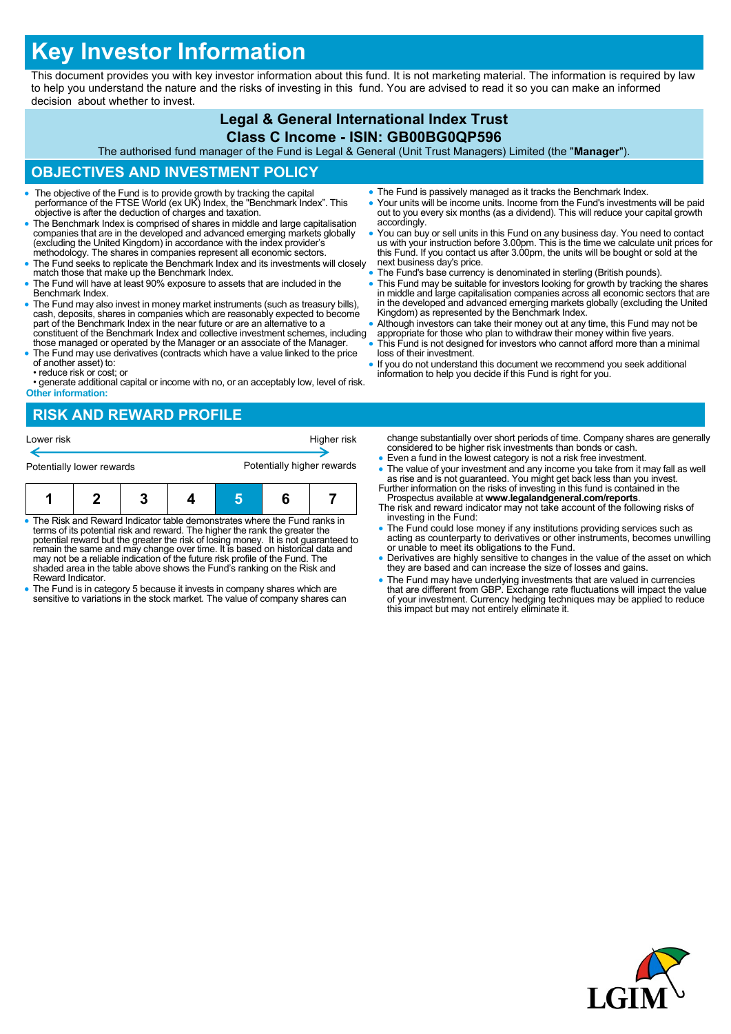# Key Investor Information

This document provides you with key investor information about this fund. It is not marketing material. The information is required by law to help you understand the nature and the risks of investing in this fund. You are advised to read it so you can make an informed decision about whether to invest.

**Legal & General International Index Trust**

**Class C Income - ISIN: GB00BG0QP596**

The authorised fund manager of the Fund is Legal & General (Unit Trust Managers) Limited (the "**Manager**").

## OBJECTIVES AND INVESTMENT POLICY

- The objective of the Fund is to provide growth by tracking the capital performance of the FTSE World (ex UK) Index, the "Benchmark Index". This objective is after the deduction of charges and taxation.
- The Benchmark Index is comprised of shares in middle and large capitalisation companies that are in the developed and advanced emerging markets globally (excluding the United Kingdom) in accordance with the index provider's methodology. The shares in companies represent all economic sectors.
- The Fund seeks to replicate the Benchmark Index and its investments will closely match those that make up the Benchmark Index.
- The Fund will have at least 90% exposure to assets that are included in the Benchmark Index.
- The Fund may also invest in money market instruments (such as treasury bills), cash, deposits, shares in companies which are reasonably expected to become part of the Benchmark Index in the near future or are an alternative to a constituent of the Benchmark Index and collective investment schemes, including those managed or operated by the Manager or an associate of the Manager.
- The Fund may use derivatives (contracts which have a value linked to the price of another asset) to:
  - • reduce risk or cost; or
  - • generate additional capital or income with no, or an acceptably low, level of risk.

**Other information:**

- The Fund is passively managed as it tracks the Benchmark Index.
- Your units will be income units. Income from the Fund's investments will be paid out to you every six months (as a dividend). This will reduce your capital growth accordingly.
- You can buy or sell units in this Fund on any business day. You need to contact us with your instruction before 3.00pm. This is the time we calculate unit prices for this Fund. If you contact us after 3.00pm, the units will be bought or sold at the next business day's price.
- The Fund's base currency is denominated in sterling (British pounds).
- This Fund may be suitable for investors looking for growth by tracking the shares in middle and large capitalisation companies across all economic sectors that are in the developed and advanced emerging markets globally (excluding the United Kingdom) as represented by the Benchmark Index.
- Although investors can take their money out at any time, this Fund may not be appropriate for those who plan to withdraw their money within five years.
- This Fund is not designed for investors who cannot afford more than a minimal loss of their investment.
- If you do not understand this document we recommend you seek additional information to help you decide if this Fund is right for you.

## RISK AND REWARD PROFILE

Lower risk ← → Higher risk

Potentially lower rewards — Potentially higher rewards

| 1 | 2 | 3 | 4 | **5** | 6 | 7 |
|---|---|---|---|---|---|---|

- The Risk and Reward Indicator table demonstrates where the Fund ranks in terms of its potential risk and reward. The higher the rank the greater the potential reward but the greater the risk of losing money. It is not guaranteed to remain the same and may change over time. It is based on historical data and may not be a reliable indication of the future risk profile of the Fund. The shaded area in the table above shows the Fund's ranking on the Risk and Reward Indicator.
- The Fund is in category 5 because it invests in company shares which are sensitive to variations in the stock market. The value of company shares can change substantially over short periods of time. Company shares are generally considered to be higher risk investments than bonds or cash.
- Even a fund in the lowest category is not a risk free investment.
- The value of your investment and any income you take from it may fall as well as rise and is not guaranteed. You might get back less than you invest.

Further information on the risks of investing in this fund is contained in the Prospectus available at **www.legalandgeneral.com/reports**.

The risk and reward indicator may not take account of the following risks of investing in the Fund:

- The Fund could lose money if any institutions providing services such as acting as counterparty to derivatives or other instruments, becomes unwilling or unable to meet its obligations to the Fund.
- Derivatives are highly sensitive to changes in the value of the asset on which they are based and can increase the size of losses and gains.
- The Fund may have underlying investments that are valued in currencies that are different from GBP. Exchange rate fluctuations will impact the value of your investment. Currency hedging techniques may be applied to reduce this impact but may not entirely eliminate it.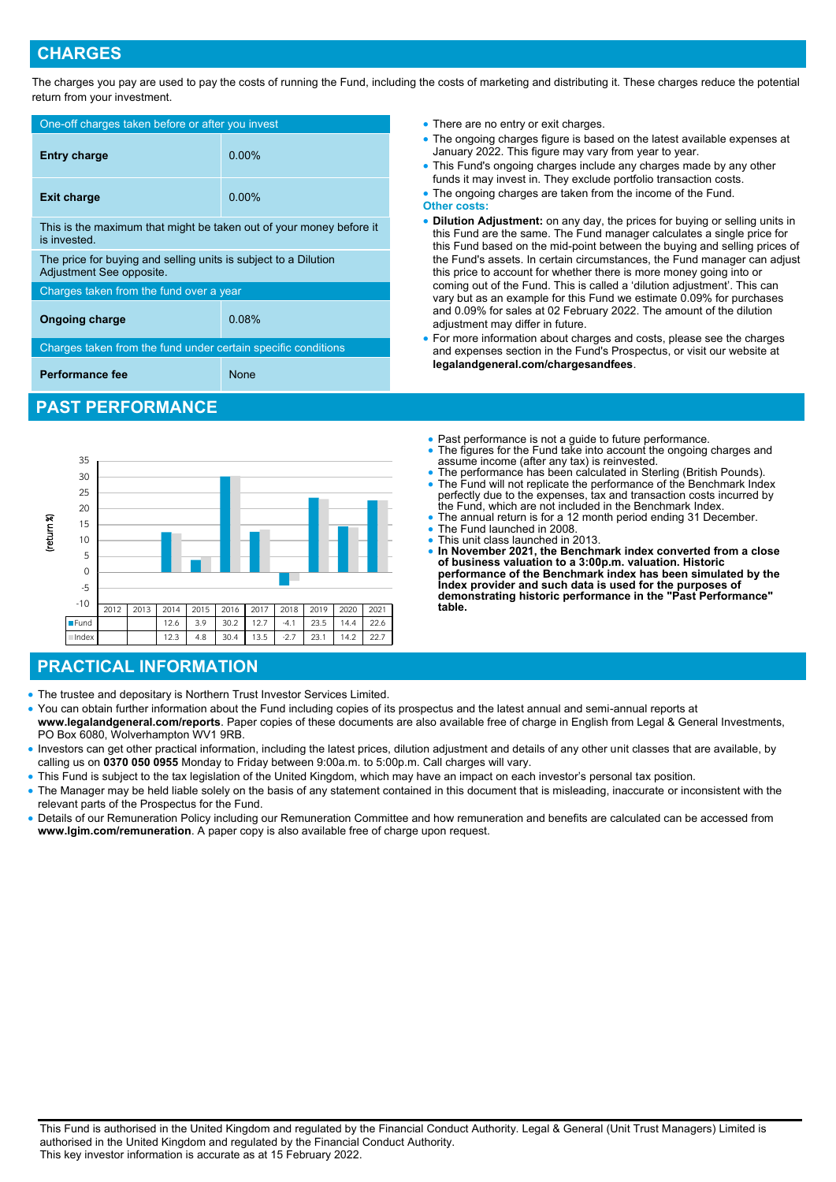## CHARGES

The charges you pay are used to pay the costs of running the Fund, including the costs of marketing and distributing it. These charges reduce the potential return from your investment.

| One-off charges taken before or after you invest | |
|---|---|
| **Entry charge** | 0.00% |
| **Exit charge** | 0.00% |
| This is the maximum that might be taken out of your money before it is invested. | |
| The price for buying and selling units is subject to a Dilution Adjustment See opposite. | |
| **Charges taken from the fund over a year** | |
| **Ongoing charge** | 0.08% |
| **Charges taken from the fund under certain specific conditions** | |
| **Performance fee** | None |

- There are no entry or exit charges.
- The ongoing charges figure is based on the latest available expenses at January 2022. This figure may vary from year to year.
- This Fund's ongoing charges include any charges made by any other funds it may invest in. They exclude portfolio transaction costs.
- The ongoing charges are taken from the income of the Fund.

**Other costs:**

- **Dilution Adjustment:** on any day, the prices for buying or selling units in this Fund are the same. The Fund manager calculates a single price for this Fund based on the mid-point between the buying and selling prices of the Fund's assets. In certain circumstances, the Fund manager can adjust this price to account for whether there is more money going into or coming out of the Fund. This is called a 'dilution adjustment'. This can vary but as an example for this Fund we estimate 0.09% for purchases and 0.09% for sales at 02 February 2022. The amount of the dilution adjustment may differ in future.
- For more information about charges and costs, please see the charges and expenses section in the Fund's Prospectus, or visit our website at **legalandgeneral.com/chargesandfees**.

## PAST PERFORMANCE

(return %)

35
30
25
20
15
10
5
0
-5
-10

2012 2013 2014 2015 2016 2017 2018 2019 2020 2021

Fund: 12.6 3.9 30.2 12.7 -4.1 23.5 14.4 22.6

Index: 12.3 4.8 30.4 13.5 -2.7 23.1 14.2 22.7

- Past performance is not a guide to future performance.
- The figures for the Fund take into account the ongoing charges and assume income (after any tax) is reinvested.
- The performance has been calculated in Sterling (British Pounds).
- The Fund will not replicate the performance of the Benchmark Index perfectly due to the expenses, tax and transaction costs incurred by the Fund, which are not included in the Benchmark Index.
- The annual return is for a 12 month period ending 31 December.
- The Fund launched in 2008.
- This unit class launched in 2013.
- **In November 2021, the Benchmark index converted from a close of business valuation to a 3:00p.m. valuation. Historic performance of the Benchmark index has been simulated by the Index provider and such data is used for the purposes of demonstrating historic performance in the "Past Performance" table.**

## PRACTICAL INFORMATION

- The trustee and depositary is Northern Trust Investor Services Limited.
- You can obtain further information about the Fund including copies of its prospectus and the latest annual and semi-annual reports at **www.legalandgeneral.com/reports**. Paper copies of these documents are also available free of charge in English from Legal & General Investments, PO Box 6080, Wolverhampton WV1 9RB.
- Investors can get other practical information, including the latest prices, dilution adjustment and details of any other unit classes that are available, by calling us on **0370 050 0955** Monday to Friday between 9:00a.m. to 5:00p.m. Call charges will vary.
- This Fund is subject to the tax legislation of the United Kingdom, which may have an impact on each investor's personal tax position.
- The Manager may be held liable solely on the basis of any statement contained in this document that is misleading, inaccurate or inconsistent with the relevant parts of the Prospectus for the Fund.
- Details of our Remuneration Policy including our Remuneration Committee and how remuneration and benefits are calculated can be accessed from **www.lgim.com/remuneration**. A paper copy is also available free of charge upon request.

This Fund is authorised in the United Kingdom and regulated by the Financial Conduct Authority. Legal & General (Unit Trust Managers) Limited is authorised in the United Kingdom and regulated by the Financial Conduct Authority.
This key investor information is accurate as at 15 February 2022.